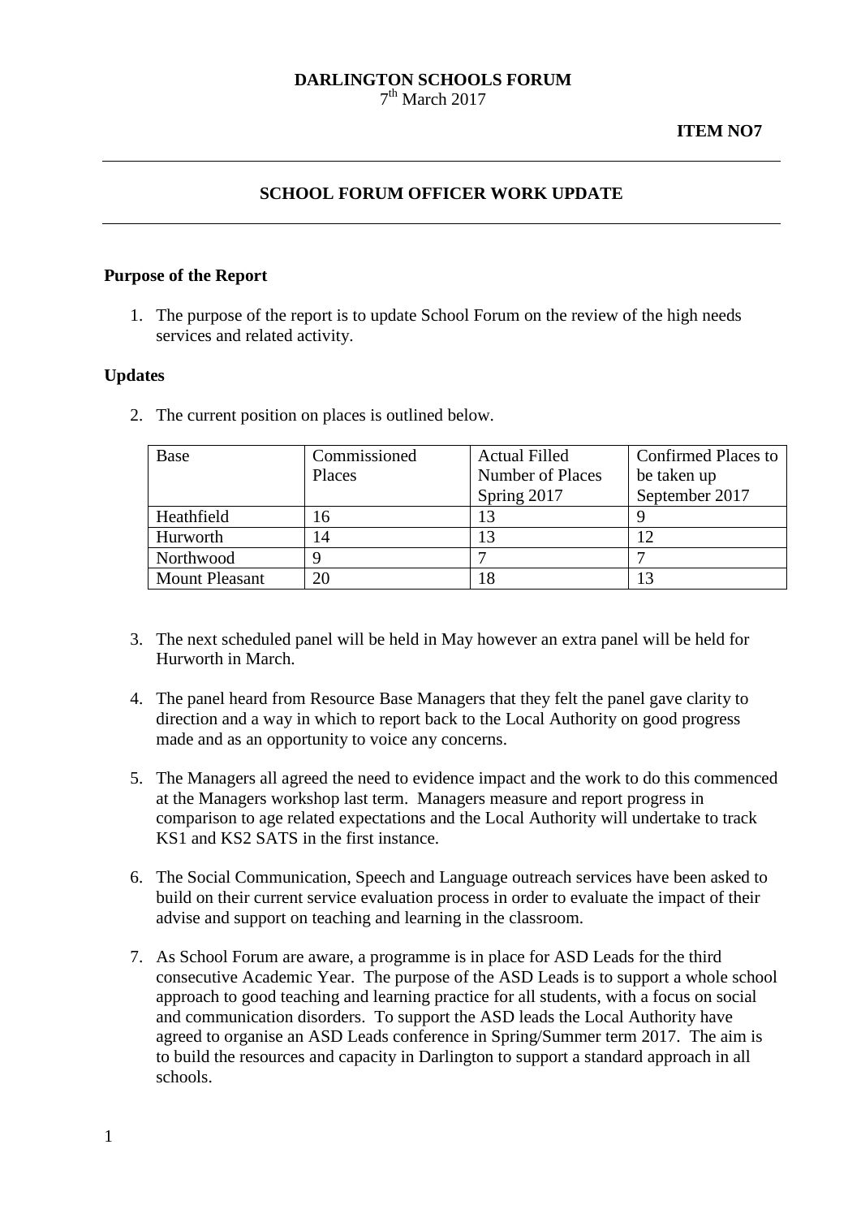**DARLINGTON SCHOOLS FORUM**
7th March 2017

**ITEM NO7**

---

## SCHOOL FORUM OFFICER WORK UPDATE

---

### Purpose of the Report

1. The purpose of the report is to update School Forum on the review of the high needs services and related activity.

### Updates

2. The current position on places is outlined below.

| Base | Commissioned Places | Actual Filled Number of Places Spring 2017 | Confirmed Places to be taken up September 2017 |
|---|---|---|---|
| Heathfield | 16 | 13 | 9 |
| Hurworth | 14 | 13 | 12 |
| Northwood | 9 | 7 | 7 |
| Mount Pleasant | 20 | 18 | 13 |

3. The next scheduled panel will be held in May however an extra panel will be held for Hurworth in March.

4. The panel heard from Resource Base Managers that they felt the panel gave clarity to direction and a way in which to report back to the Local Authority on good progress made and as an opportunity to voice any concerns.

5. The Managers all agreed the need to evidence impact and the work to do this commenced at the Managers workshop last term. Managers measure and report progress in comparison to age related expectations and the Local Authority will undertake to track KS1 and KS2 SATS in the first instance.

6. The Social Communication, Speech and Language outreach services have been asked to build on their current service evaluation process in order to evaluate the impact of their advise and support on teaching and learning in the classroom.

7. As School Forum are aware, a programme is in place for ASD Leads for the third consecutive Academic Year. The purpose of the ASD Leads is to support a whole school approach to good teaching and learning practice for all students, with a focus on social and communication disorders. To support the ASD leads the Local Authority have agreed to organise an ASD Leads conference in Spring/Summer term 2017. The aim is to build the resources and capacity in Darlington to support a standard approach in all schools.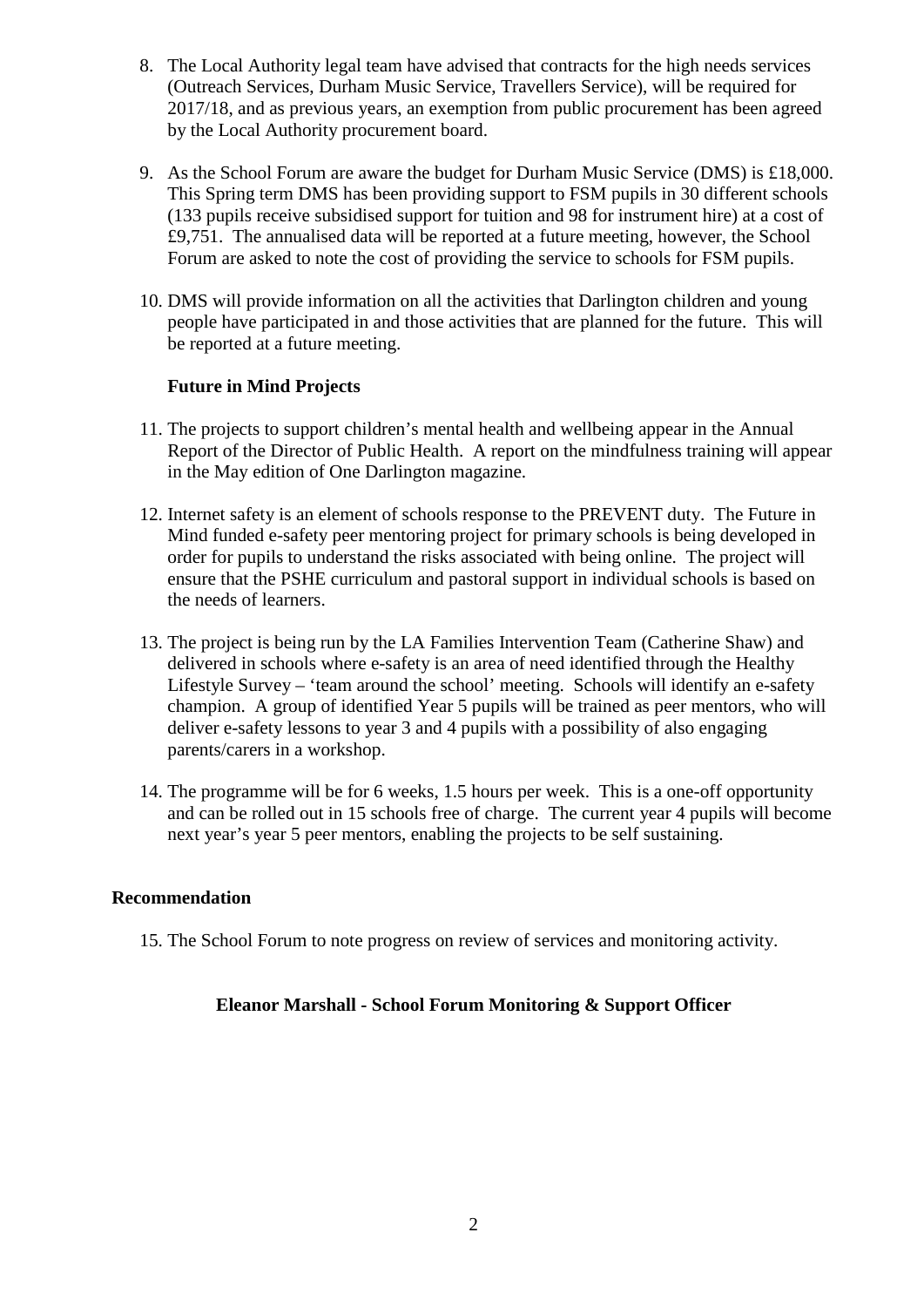8. The Local Authority legal team have advised that contracts for the high needs services (Outreach Services, Durham Music Service, Travellers Service), will be required for 2017/18, and as previous years, an exemption from public procurement has been agreed by the Local Authority procurement board.

9. As the School Forum are aware the budget for Durham Music Service (DMS) is £18,000. This Spring term DMS has been providing support to FSM pupils in 30 different schools (133 pupils receive subsidised support for tuition and 98 for instrument hire) at a cost of £9,751. The annualised data will be reported at a future meeting, however, the School Forum are asked to note the cost of providing the service to schools for FSM pupils.

10. DMS will provide information on all the activities that Darlington children and young people have participated in and those activities that are planned for the future. This will be reported at a future meeting.

**Future in Mind Projects**

11. The projects to support children's mental health and wellbeing appear in the Annual Report of the Director of Public Health. A report on the mindfulness training will appear in the May edition of One Darlington magazine.

12. Internet safety is an element of schools response to the PREVENT duty. The Future in Mind funded e-safety peer mentoring project for primary schools is being developed in order for pupils to understand the risks associated with being online. The project will ensure that the PSHE curriculum and pastoral support in individual schools is based on the needs of learners.

13. The project is being run by the LA Families Intervention Team (Catherine Shaw) and delivered in schools where e-safety is an area of need identified through the Healthy Lifestyle Survey – 'team around the school' meeting. Schools will identify an e-safety champion. A group of identified Year 5 pupils will be trained as peer mentors, who will deliver e-safety lessons to year 3 and 4 pupils with a possibility of also engaging parents/carers in a workshop.

14. The programme will be for 6 weeks, 1.5 hours per week. This is a one-off opportunity and can be rolled out in 15 schools free of charge. The current year 4 pupils will become next year's year 5 peer mentors, enabling the projects to be self sustaining.

## Recommendation

15. The School Forum to note progress on review of services and monitoring activity.

**Eleanor Marshall - School Forum Monitoring & Support Officer**